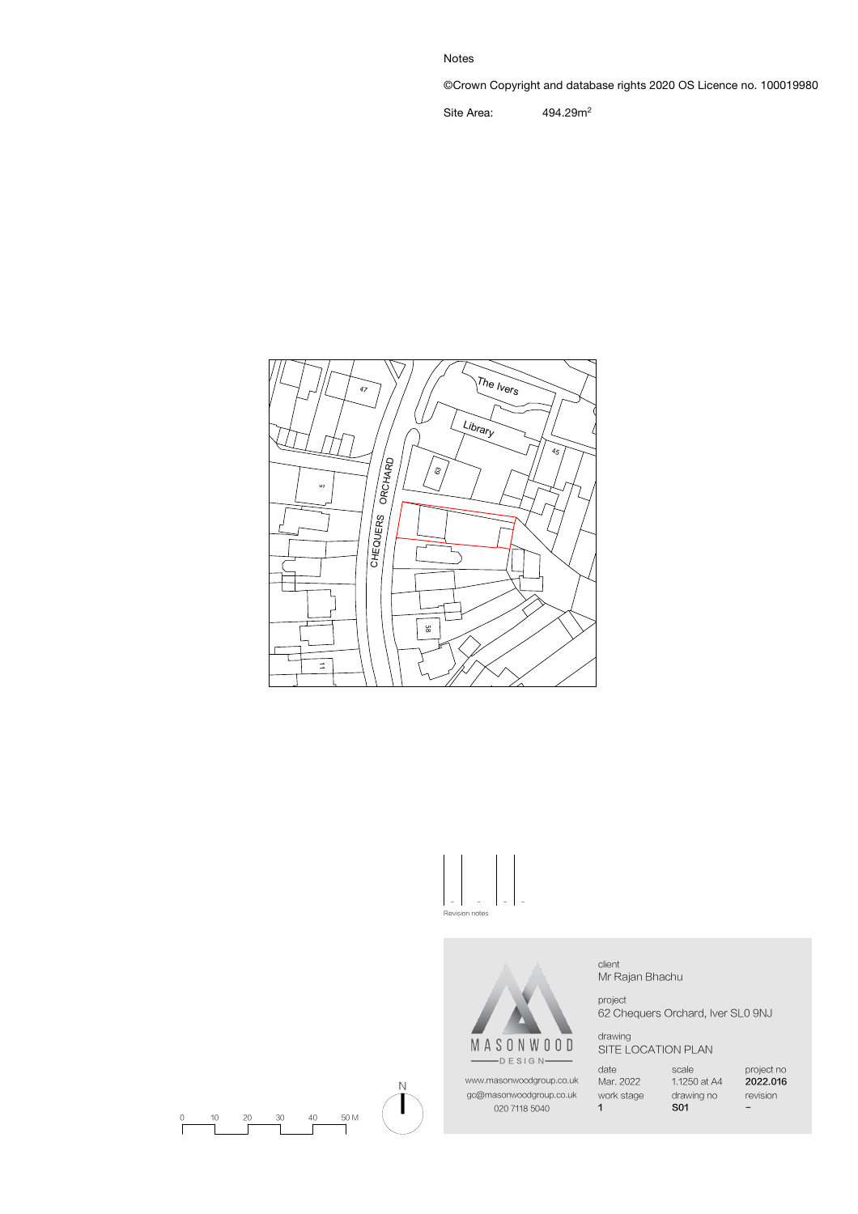Notes

©Crown Copyright and database rights 2020 OS Licence no. 100019980

Site Area: 494.29m$^2$

The Ivers

Library

47

45

63

CHEQUERS ORCHARD

58

11

Revision notes

MASONWOOD DESIGN

www.masonwoodgroup.co.uk
gc@masonwoodgroup.co.uk
020 7118 5040

client
Mr Rajan Bhachu

project
62 Chequers Orchard, Iver SL0 9NJ

drawing
SITE LOCATION PLAN

| date | scale | project no |
|---|---|---|
| Mar. 2022 | 1.1250 at A4 | **2022.016** |
| work stage | drawing no | revision |
| 1 | **S01** | – |

0 10 20 30 40 50 M

N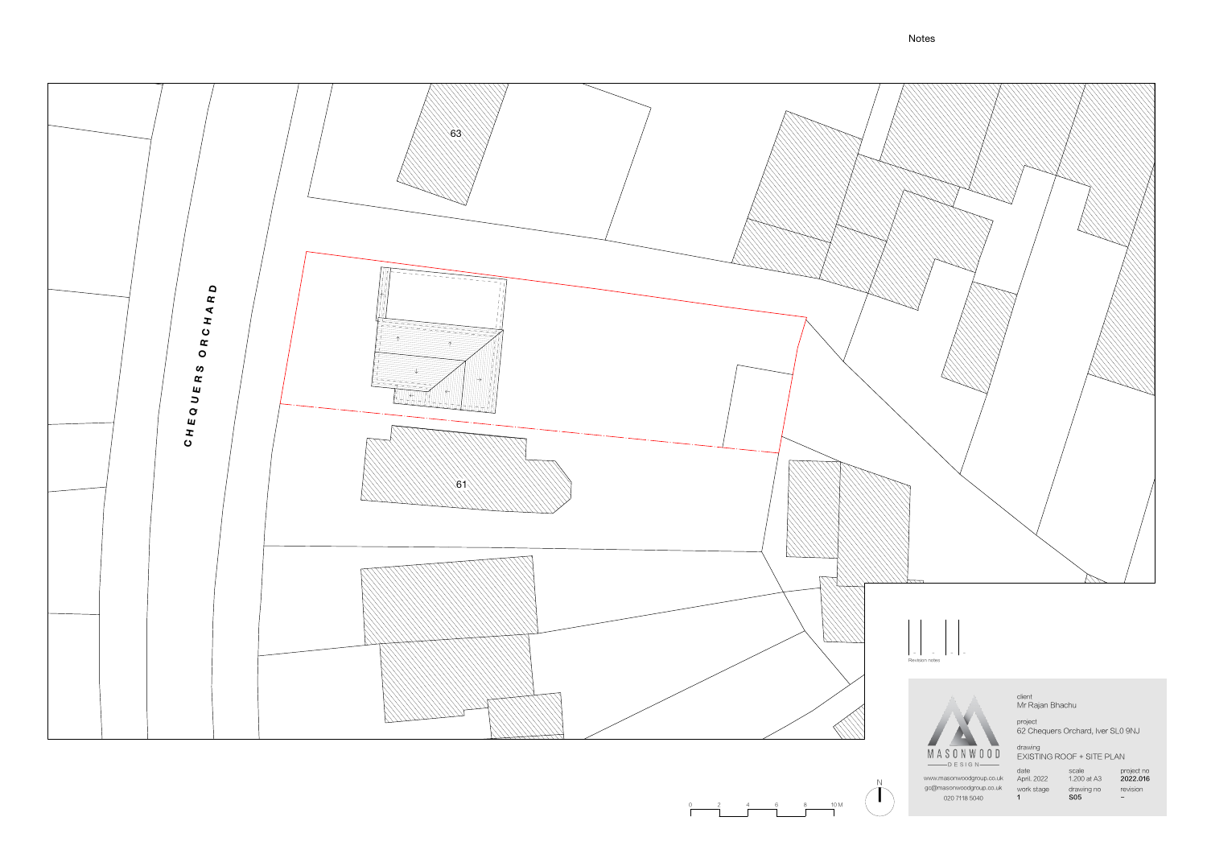Notes

CHEQUERS ORCHARD

63

61

Revision notes

client
Mr Rajan Bhachu

project
62 Chequers Orchard, Iver SL0 9NJ

drawing
EXISTING ROOF + SITE PLAN

| date | scale | project no |
|---|---|---|
| April. 2022 | 1:200 at A3 | **2022.016** |
| work stage | drawing no | revision |
| **1** | **S05** | – |

MASONWOOD DESIGN

www.masonwoodgroup.co.uk
go@masonwoodgroup.co.uk
020 7118 5040

0 2 4 6 8 10 M

N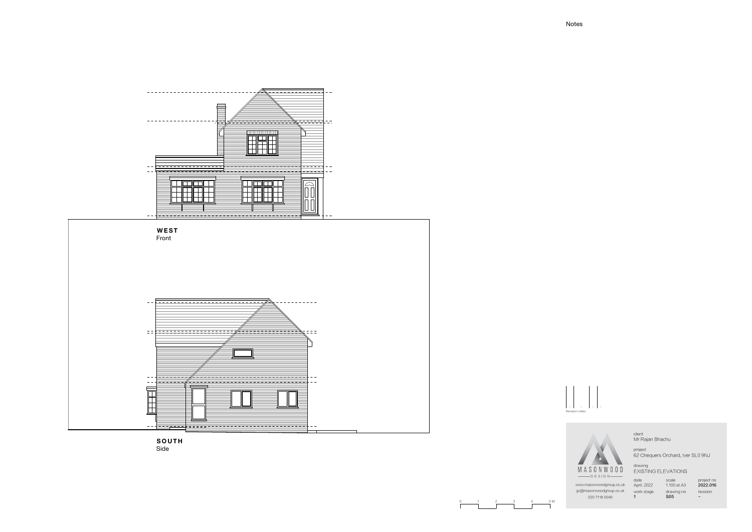Notes

**WEST**
Front

**SOUTH**
Side

0 1 2 3 4 5 M

Revision notes

MASONWOOD
DESIGN

www.masonwoodgroup.co.uk
go@masonwoodgroup.co.uk
020 7118 5040

client
Mr Rajan Bhachu

project
62 Chequers Orchard, Iver SL0 9NJ

drawing
EXISTING ELEVATIONS

| date | scale | project no |
| --- | --- | --- |
| April. 2022 | 1:100 at A3 | **2022.016** |
| work stage | drawing no | revision |
| **1** | **S05** | – |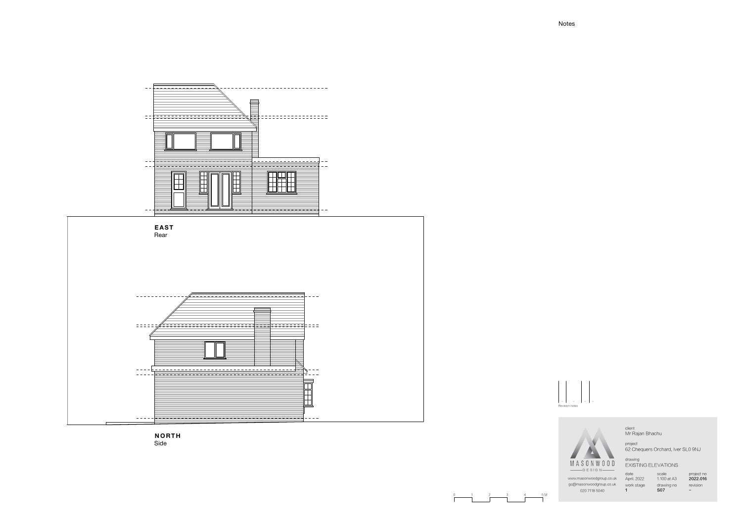Notes

**EAST**
Rear

**NORTH**
Side

Revision notes

client
Mr Rajan Bhachu

project
62 Chequers Orchard, Iver SL0 9NJ

drawing
EXISTING ELEVATIONS

| date | scale | project no |
|---|---|---|
| April. 2022 | 1:100 at A3 | **2022.016** |
| work stage | drawing no | revision |
| **1** | **S07** | – |

MASONWOOD
DESIGN

www.masonwoodgroup.co.uk
go@masonwoodgroup.co.uk
020 7118 5040

0 1 2 3 4 5 M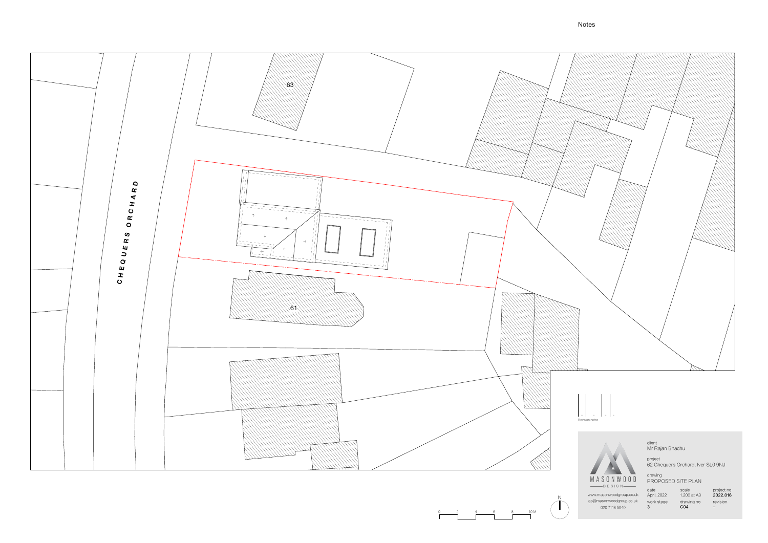Notes

CHEQUERS ORCHARD

63

61

Revision notes

client
Mr Rajan Bhachu

project
62 Chequers Orchard, Iver SL0 9NJ

drawing
PROPOSED SITE PLAN

| date | scale | project no |
|---|---|---|
| April. 2022 | 1.200 at A3 | **2022.016** |
| **work stage** | **drawing no** | **revision** |
| **3** | **C04** | – |

MASONWOOD DESIGN

www.masonwoodgroup.co.uk
go@masonwoodgroup.co.uk
020 7118 5040

0 2 4 6 8 10 M

N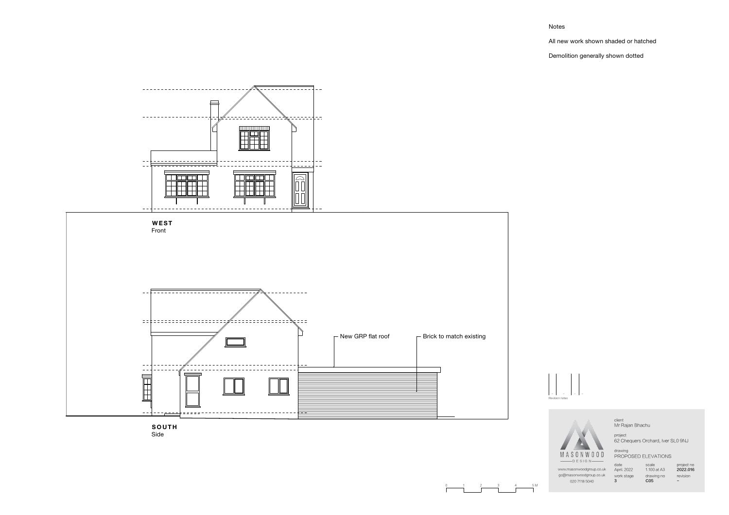Notes

All new work shown shaded or hatched

Demolition generally shown dotted

**WEST**
Front

New GRP flat roof

Brick to match existing

**SOUTH**
Side

Revision notes

MASONWOOD
DESIGN

www.masonwoodgroup.co.uk
go@masonwoodgroup.co.uk
020 7118 5040

client
Mr Rajan Bhachu

project
62 Chequers Orchard, Iver SL0 9NJ

drawing
PROPOSED ELEVATIONS

| date | scale | project no |
|---|---|---|
| April. 2022 | 1:100 at A3 | **2022.016** |
| work stage | drawing no | revision |
| **3** | **C05** | – |

0 1 2 3 4 5 M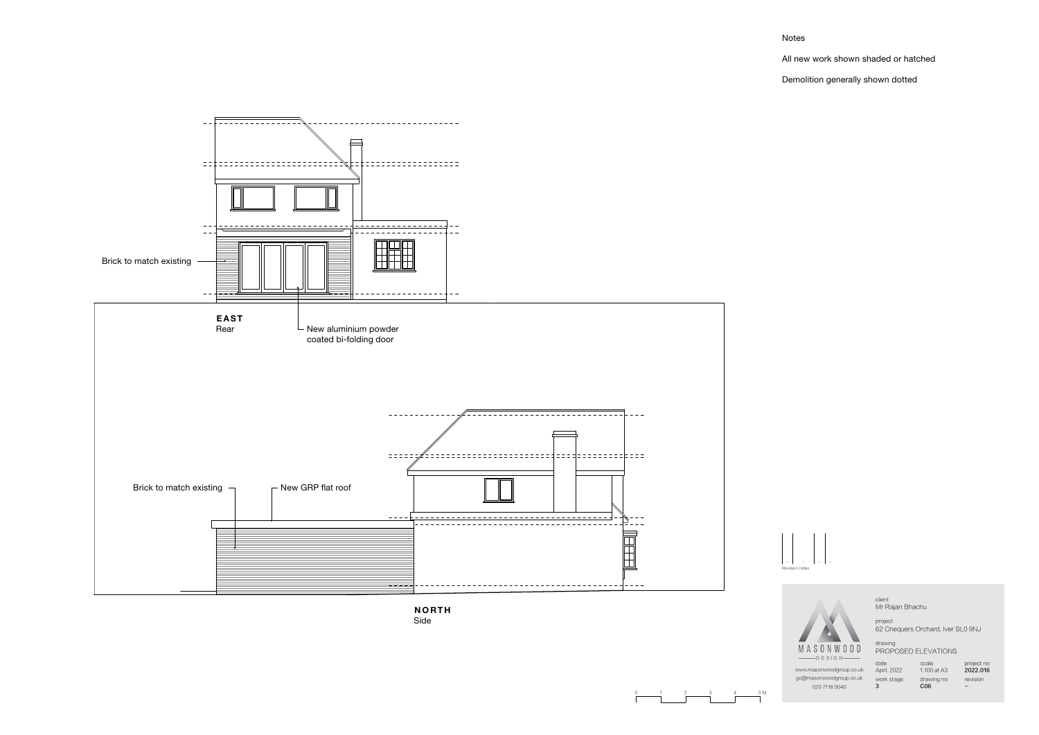Notes

All new work shown shaded or hatched

Demolition generally shown dotted

Brick to match existing

**EAST**
Rear

New aluminium powder coated bi-folding door

Brick to match existing

New GRP flat roof

**NORTH**
Side

0 1 2 3 4 5 M

Revision notes

MASONWOOD
DESIGN

www.masonwoodgroup.co.uk
go@masonwoodgroup.co.uk
020 7118 5040

client
Mr Rajan Bhachu

project
62 Chequers Orchard, Iver SL0 9NJ

drawing
PROPOSED ELEVATIONS

| date | scale | project no |
|---|---|---|
| April. 2022 | 1:100 at A3 | **2022.016** |
| work stage | drawing no | revision |
| **3** | **C06** | – |